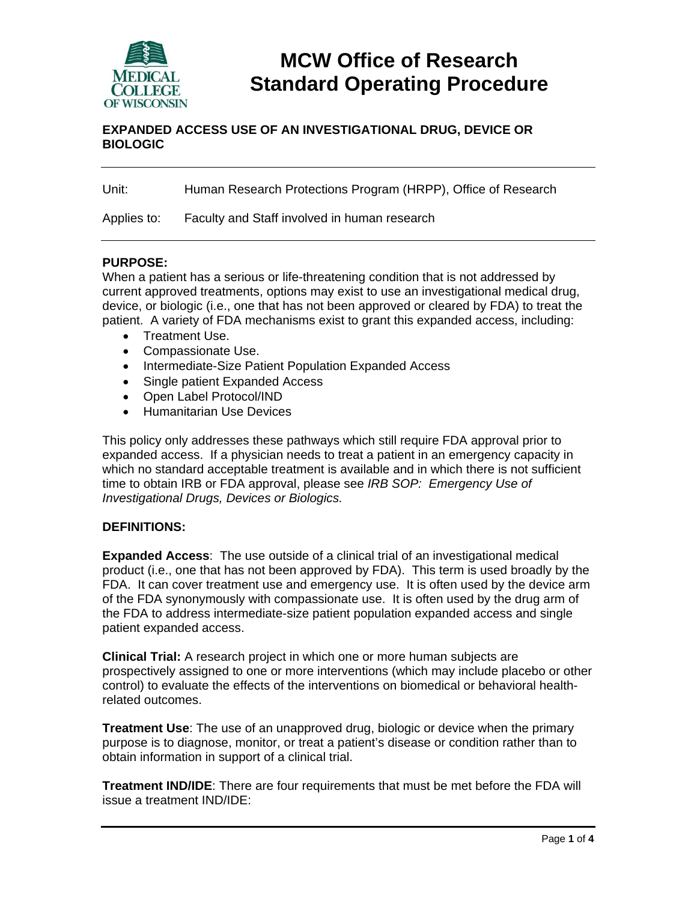# MCW Office of Research Standard Operating Procedure

## EXPANDED ACCESS USE OF AN INVESTIGATIONAL DRUG, DEVICE OR BIOLOGIC

Unit: Human Research Protections Program (HRPP), Office of Research

Applies to: Faculty and Staff involved in human research

**PURPOSE:**

When a patient has a serious or life-threatening condition that is not addressed by current approved treatments, options may exist to use an investigational medical drug, device, or biologic (i.e., one that has not been approved or cleared by FDA) to treat the patient. A variety of FDA mechanisms exist to grant this expanded access, including:

- Treatment Use.
- Compassionate Use.
- Intermediate-Size Patient Population Expanded Access
- Single patient Expanded Access
- Open Label Protocol/IND
- Humanitarian Use Devices

This policy only addresses these pathways which still require FDA approval prior to expanded access. If a physician needs to treat a patient in an emergency capacity in which no standard acceptable treatment is available and in which there is not sufficient time to obtain IRB or FDA approval, please see *IRB SOP: Emergency Use of Investigational Drugs, Devices or Biologics.*

**DEFINITIONS:**

**Expanded Access**: The use outside of a clinical trial of an investigational medical product (i.e., one that has not been approved by FDA). This term is used broadly by the FDA. It can cover treatment use and emergency use. It is often used by the device arm of the FDA synonymously with compassionate use. It is often used by the drug arm of the FDA to address intermediate-size patient population expanded access and single patient expanded access.

**Clinical Trial:** A research project in which one or more human subjects are prospectively assigned to one or more interventions (which may include placebo or other control) to evaluate the effects of the interventions on biomedical or behavioral health-related outcomes.

**Treatment Use**: The use of an unapproved drug, biologic or device when the primary purpose is to diagnose, monitor, or treat a patient's disease or condition rather than to obtain information in support of a clinical trial.

**Treatment IND/IDE**: There are four requirements that must be met before the FDA will issue a treatment IND/IDE: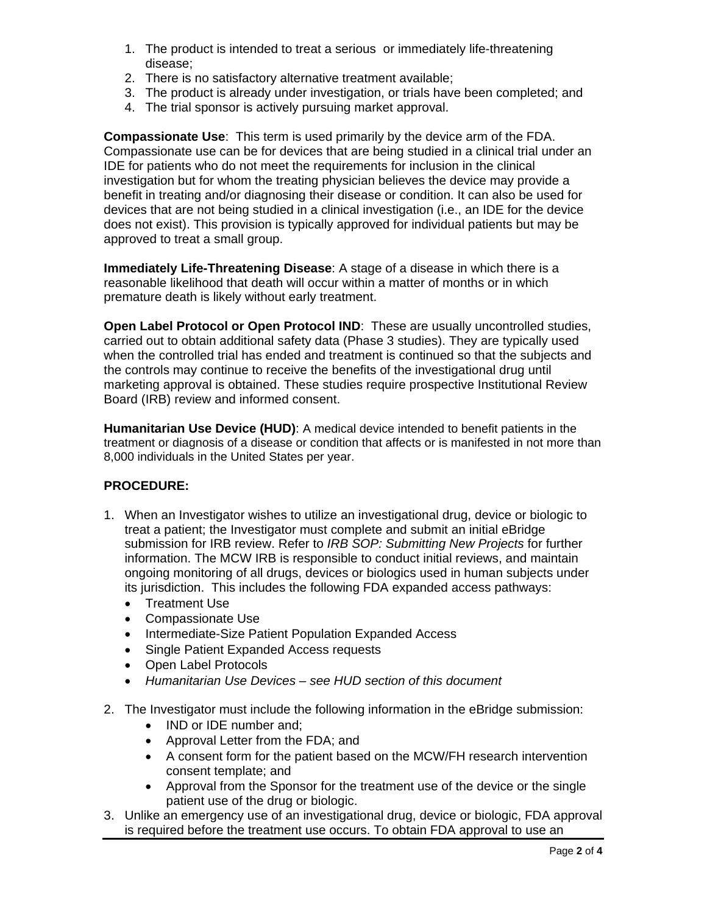1. The product is intended to treat a serious or immediately life-threatening disease;
2. There is no satisfactory alternative treatment available;
3. The product is already under investigation, or trials have been completed; and
4. The trial sponsor is actively pursuing market approval.

**Compassionate Use**: This term is used primarily by the device arm of the FDA. Compassionate use can be for devices that are being studied in a clinical trial under an IDE for patients who do not meet the requirements for inclusion in the clinical investigation but for whom the treating physician believes the device may provide a benefit in treating and/or diagnosing their disease or condition. It can also be used for devices that are not being studied in a clinical investigation (i.e., an IDE for the device does not exist). This provision is typically approved for individual patients but may be approved to treat a small group.

**Immediately Life-Threatening Disease**: A stage of a disease in which there is a reasonable likelihood that death will occur within a matter of months or in which premature death is likely without early treatment.

**Open Label Protocol or Open Protocol IND**: These are usually uncontrolled studies, carried out to obtain additional safety data (Phase 3 studies). They are typically used when the controlled trial has ended and treatment is continued so that the subjects and the controls may continue to receive the benefits of the investigational drug until marketing approval is obtained. These studies require prospective Institutional Review Board (IRB) review and informed consent.

**Humanitarian Use Device (HUD)**: A medical device intended to benefit patients in the treatment or diagnosis of a disease or condition that affects or is manifested in not more than 8,000 individuals in the United States per year.

**PROCEDURE:**

1. When an Investigator wishes to utilize an investigational drug, device or biologic to treat a patient; the Investigator must complete and submit an initial eBridge submission for IRB review. Refer to *IRB SOP: Submitting New Projects* for further information. The MCW IRB is responsible to conduct initial reviews, and maintain ongoing monitoring of all drugs, devices or biologics used in human subjects under its jurisdiction. This includes the following FDA expanded access pathways:
   - Treatment Use
   - Compassionate Use
   - Intermediate-Size Patient Population Expanded Access
   - Single Patient Expanded Access requests
   - Open Label Protocols
   - *Humanitarian Use Devices – see HUD section of this document*

2. The Investigator must include the following information in the eBridge submission:
   - IND or IDE number and;
   - Approval Letter from the FDA; and
   - A consent form for the patient based on the MCW/FH research intervention consent template; and
   - Approval from the Sponsor for the treatment use of the device or the single patient use of the drug or biologic.
3. Unlike an emergency use of an investigational drug, device or biologic, FDA approval is required before the treatment use occurs. To obtain FDA approval to use an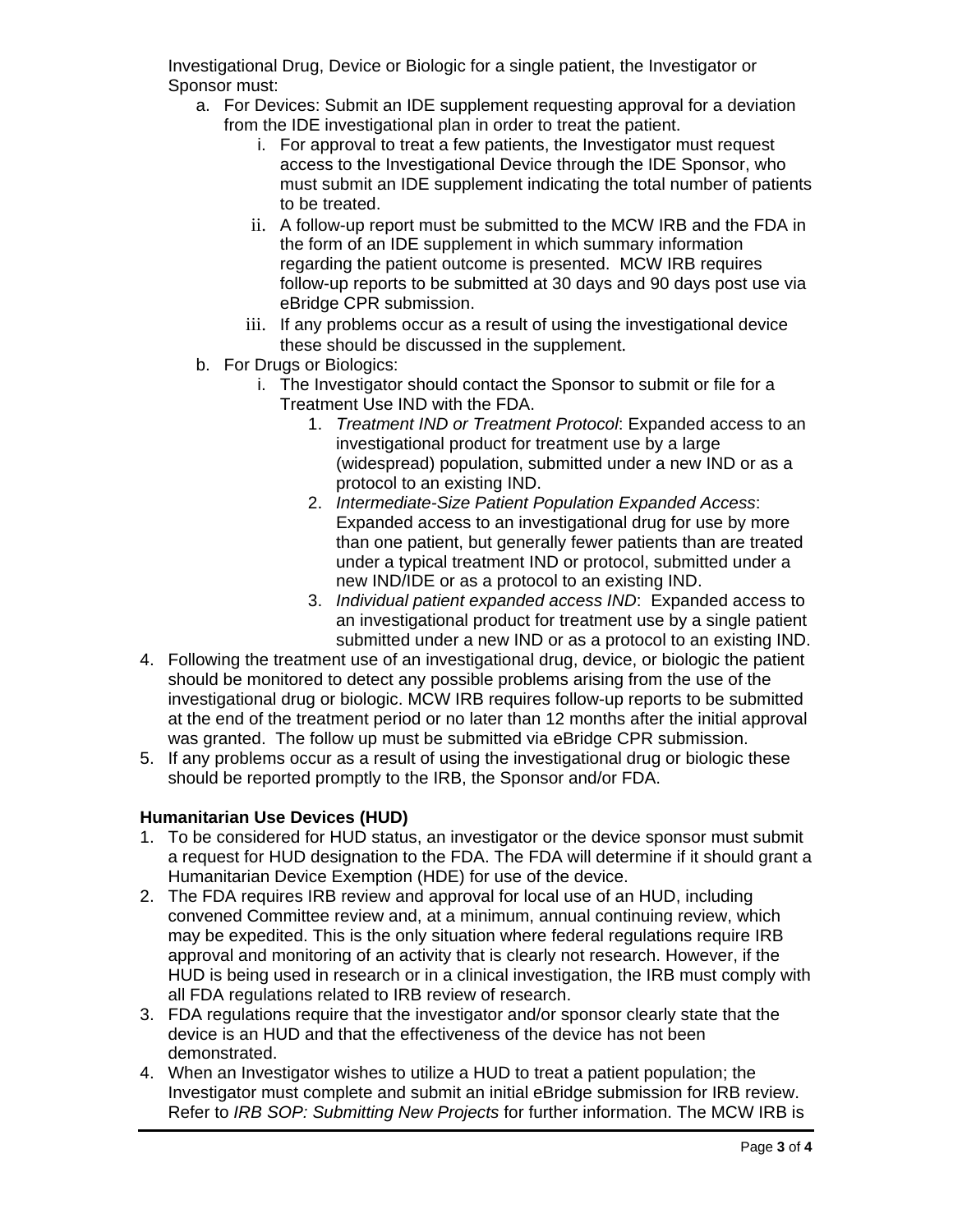Investigational Drug, Device or Biologic for a single patient, the Investigator or Sponsor must:

   a. For Devices: Submit an IDE supplement requesting approval for a deviation from the IDE investigational plan in order to treat the patient.
      i. For approval to treat a few patients, the Investigator must request access to the Investigational Device through the IDE Sponsor, who must submit an IDE supplement indicating the total number of patients to be treated.
      ii. A follow-up report must be submitted to the MCW IRB and the FDA in the form of an IDE supplement in which summary information regarding the patient outcome is presented. MCW IRB requires follow-up reports to be submitted at 30 days and 90 days post use via eBridge CPR submission.
      iii. If any problems occur as a result of using the investigational device these should be discussed in the supplement.
   b. For Drugs or Biologics:
      i. The Investigator should contact the Sponsor to submit or file for a Treatment Use IND with the FDA.
         1. *Treatment IND or Treatment Protocol*: Expanded access to an investigational product for treatment use by a large (widespread) population, submitted under a new IND or as a protocol to an existing IND.
         2. *Intermediate-Size Patient Population Expanded Access*: Expanded access to an investigational drug for use by more than one patient, but generally fewer patients than are treated under a typical treatment IND or protocol, submitted under a new IND/IDE or as a protocol to an existing IND.
         3. *Individual patient expanded access IND*: Expanded access to an investigational product for treatment use by a single patient submitted under a new IND or as a protocol to an existing IND.

4. Following the treatment use of an investigational drug, device, or biologic the patient should be monitored to detect any possible problems arising from the use of the investigational drug or biologic. MCW IRB requires follow-up reports to be submitted at the end of the treatment period or no later than 12 months after the initial approval was granted. The follow up must be submitted via eBridge CPR submission.
5. If any problems occur as a result of using the investigational drug or biologic these should be reported promptly to the IRB, the Sponsor and/or FDA.

**Humanitarian Use Devices (HUD)**

1. To be considered for HUD status, an investigator or the device sponsor must submit a request for HUD designation to the FDA. The FDA will determine if it should grant a Humanitarian Device Exemption (HDE) for use of the device.
2. The FDA requires IRB review and approval for local use of an HUD, including convened Committee review and, at a minimum, annual continuing review, which may be expedited. This is the only situation where federal regulations require IRB approval and monitoring of an activity that is clearly not research. However, if the HUD is being used in research or in a clinical investigation, the IRB must comply with all FDA regulations related to IRB review of research.
3. FDA regulations require that the investigator and/or sponsor clearly state that the device is an HUD and that the effectiveness of the device has not been demonstrated.
4. When an Investigator wishes to utilize a HUD to treat a patient population; the Investigator must complete and submit an initial eBridge submission for IRB review. Refer to *IRB SOP: Submitting New Projects* for further information. The MCW IRB is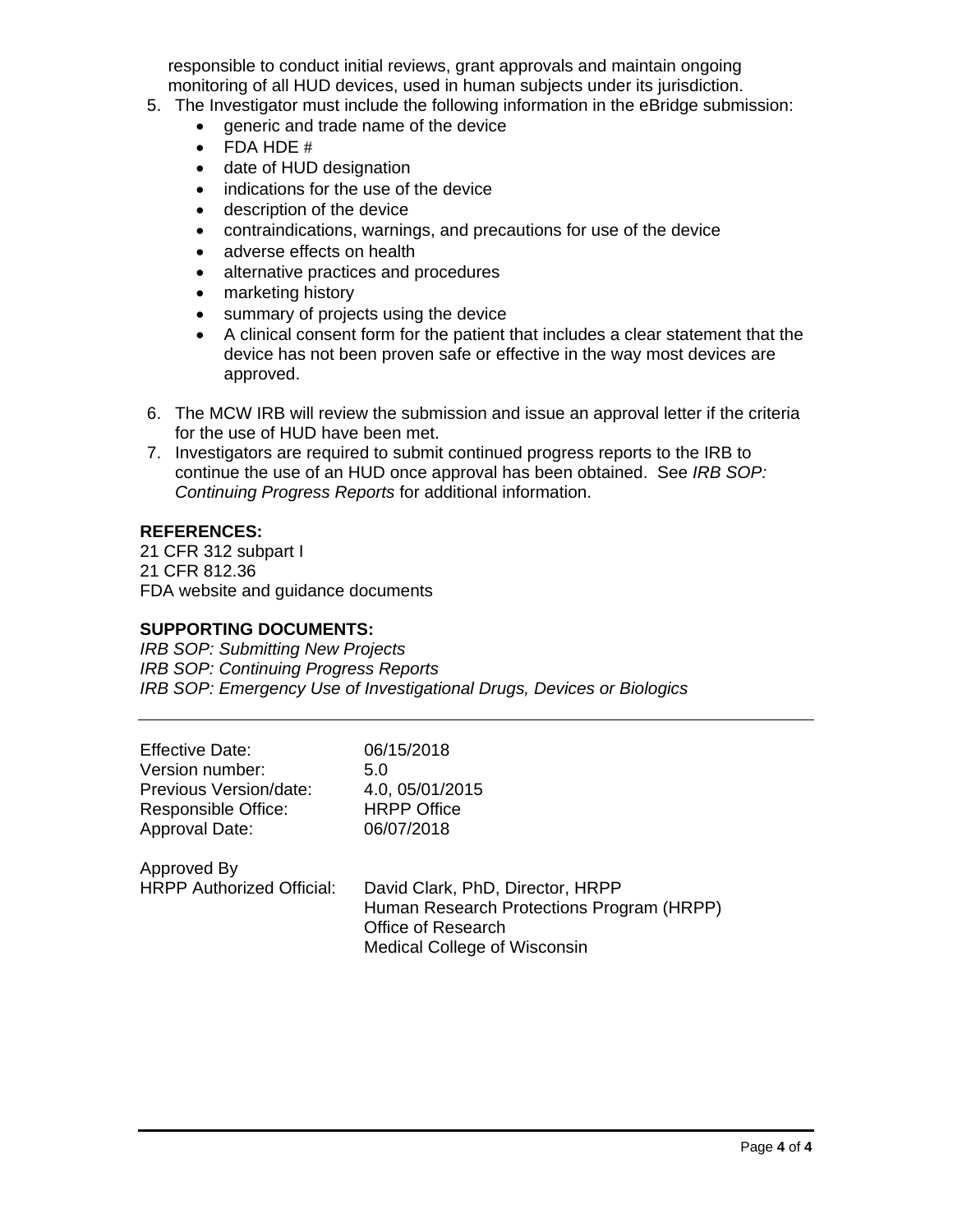responsible to conduct initial reviews, grant approvals and maintain ongoing monitoring of all HUD devices, used in human subjects under its jurisdiction.

5. The Investigator must include the following information in the eBridge submission:
   - generic and trade name of the device
   - FDA HDE #
   - date of HUD designation
   - indications for the use of the device
   - description of the device
   - contraindications, warnings, and precautions for use of the device
   - adverse effects on health
   - alternative practices and procedures
   - marketing history
   - summary of projects using the device
   - A clinical consent form for the patient that includes a clear statement that the device has not been proven safe or effective in the way most devices are approved.

6. The MCW IRB will review the submission and issue an approval letter if the criteria for the use of HUD have been met.
7. Investigators are required to submit continued progress reports to the IRB to continue the use of an HUD once approval has been obtained. See *IRB SOP: Continuing Progress Reports* for additional information.

**REFERENCES:**

21 CFR 312 subpart I
21 CFR 812.36
FDA website and guidance documents

**SUPPORTING DOCUMENTS:**

*IRB SOP: Submitting New Projects*
*IRB SOP: Continuing Progress Reports*
*IRB SOP: Emergency Use of Investigational Drugs, Devices or Biologics*

---

| | |
|---|---|
| Effective Date: | 06/15/2018 |
| Version number: | 5.0 |
| Previous Version/date: | 4.0, 05/01/2015 |
| Responsible Office: | HRPP Office |
| Approval Date: | 06/07/2018 |

Approved By

| | |
|---|---|
| HRPP Authorized Official: | David Clark, PhD, Director, HRPP<br>Human Research Protections Program (HRPP)<br>Office of Research<br>Medical College of Wisconsin |